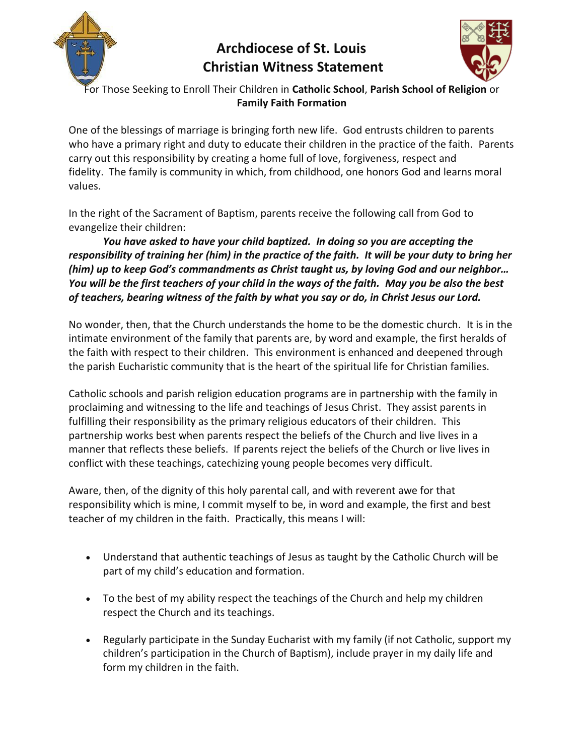# Archdiocese of St. Louis
# Christian Witness Statement

For Those Seeking to Enroll Their Children in **Catholic School**, **Parish School of Religion** or **Family Faith Formation**

One of the blessings of marriage is bringing forth new life. God entrusts children to parents who have a primary right and duty to educate their children in the practice of the faith. Parents carry out this responsibility by creating a home full of love, forgiveness, respect and fidelity. The family is community in which, from childhood, one honors God and learns moral values.

In the right of the Sacrament of Baptism, parents receive the following call from God to evangelize their children:

***You have asked to have your child baptized. In doing so you are accepting the responsibility of training her (him) in the practice of the faith. It will be your duty to bring her (him) up to keep God's commandments as Christ taught us, by loving God and our neighbor… You will be the first teachers of your child in the ways of the faith. May you be also the best of teachers, bearing witness of the faith by what you say or do, in Christ Jesus our Lord.***

No wonder, then, that the Church understands the home to be the domestic church. It is in the intimate environment of the family that parents are, by word and example, the first heralds of the faith with respect to their children. This environment is enhanced and deepened through the parish Eucharistic community that is the heart of the spiritual life for Christian families.

Catholic schools and parish religion education programs are in partnership with the family in proclaiming and witnessing to the life and teachings of Jesus Christ. They assist parents in fulfilling their responsibility as the primary religious educators of their children. This partnership works best when parents respect the beliefs of the Church and live lives in a manner that reflects these beliefs. If parents reject the beliefs of the Church or live lives in conflict with these teachings, catechizing young people becomes very difficult.

Aware, then, of the dignity of this holy parental call, and with reverent awe for that responsibility which is mine, I commit myself to be, in word and example, the first and best teacher of my children in the faith. Practically, this means I will:

- Understand that authentic teachings of Jesus as taught by the Catholic Church will be part of my child's education and formation.
- To the best of my ability respect the teachings of the Church and help my children respect the Church and its teachings.
- Regularly participate in the Sunday Eucharist with my family (if not Catholic, support my children's participation in the Church of Baptism), include prayer in my daily life and form my children in the faith.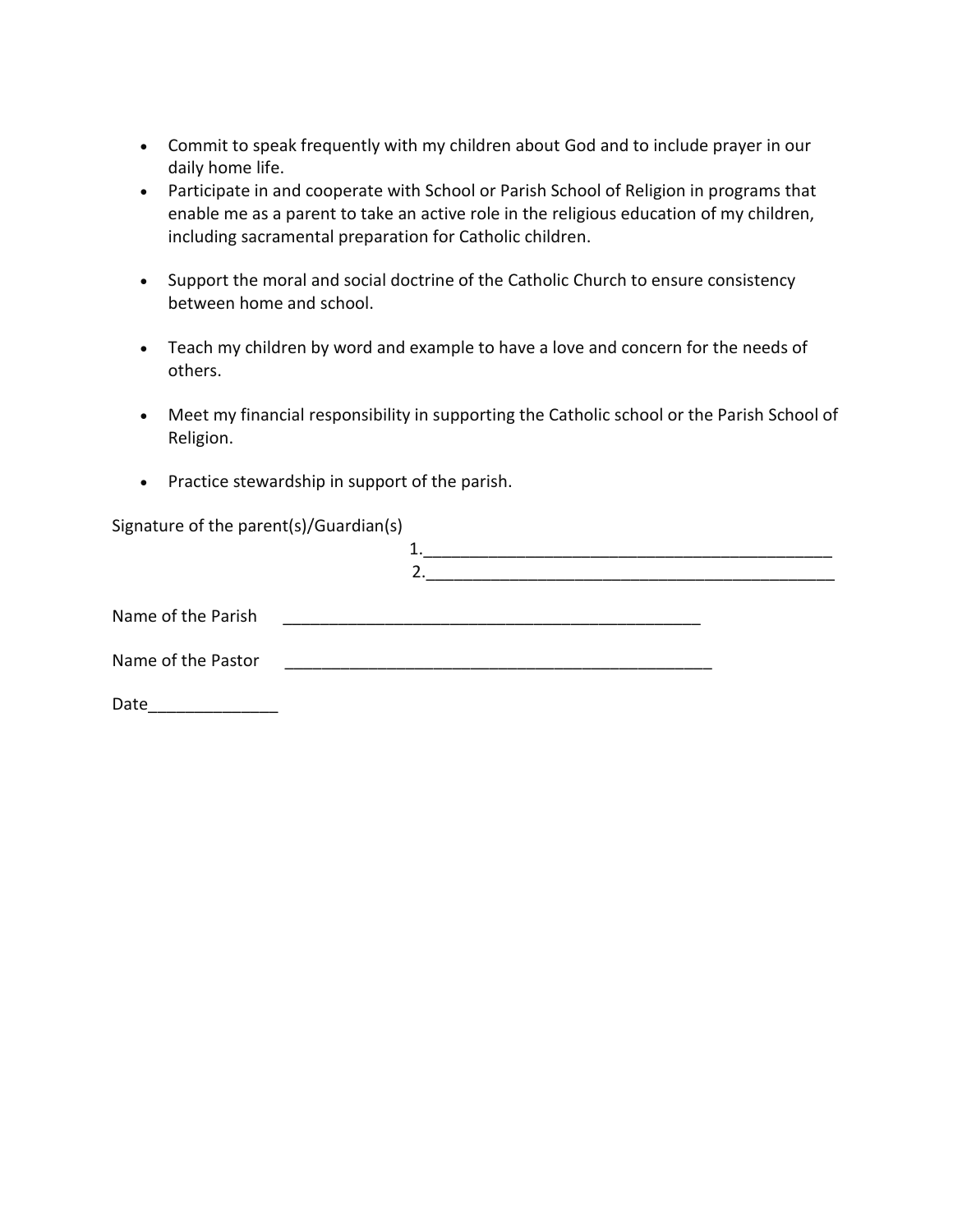- Commit to speak frequently with my children about God and to include prayer in our daily home life.
- Participate in and cooperate with School or Parish School of Religion in programs that enable me as a parent to take an active role in the religious education of my children, including sacramental preparation for Catholic children.
- Support the moral and social doctrine of the Catholic Church to ensure consistency between home and school.
- Teach my children by word and example to have a love and concern for the needs of others.
- Meet my financial responsibility in supporting the Catholic school or the Parish School of Religion.
- Practice stewardship in support of the parish.

Signature of the parent(s)/Guardian(s)

1.______________________________________________

2.______________________________________________

Name of the Parish ________________________________________________

Name of the Pastor ________________________________________________

Date______________